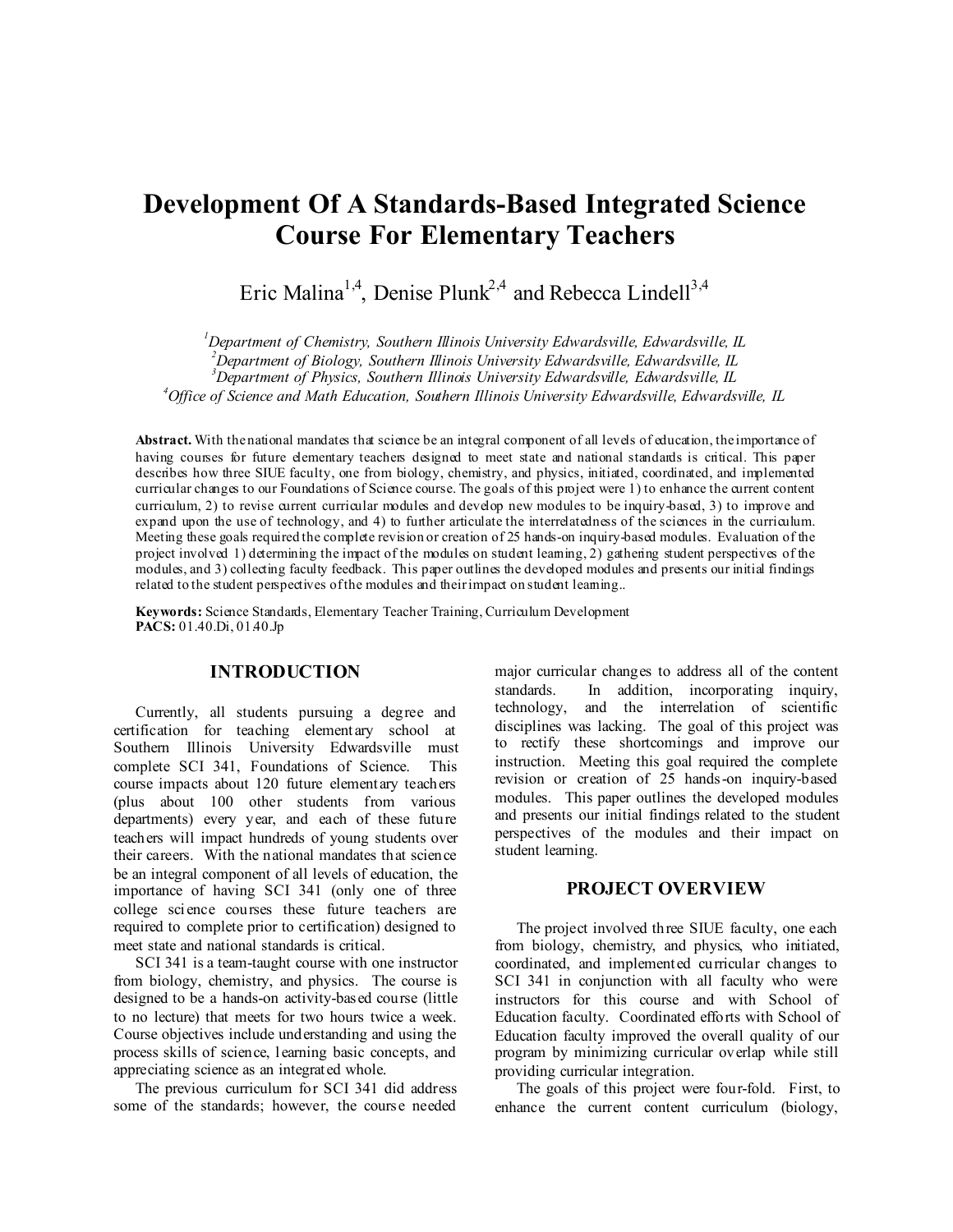# Development Of A Standards-Based Integrated Science Course For Elementary Teachers

Eric Malina[1,4], Denise Plunk[2,4] and Rebecca Lindell[3,4]

[1]*Department of Chemistry, Southern Illinois University Edwardsville, Edwardsville, IL*
[2]*Department of Biology, Southern Illinois University Edwardsville, Edwardsville, IL*
[3]*Department of Physics, Southern Illinois University Edwardsville, Edwardsville, IL*
[4]*Office of Science and Math Education, Southern Illinois University Edwardsville, Edwardsville, IL*

**Abstract.** With the national mandates that science be an integral component of all levels of education, the importance of having courses for future elementary teachers designed to meet state and national standards is critical. This paper describes how three SIUE faculty, one from biology, chemistry, and physics, initiated, coordinated, and implemented curricular changes to our Foundations of Science course. The goals of this project were 1) to enhance the current content curriculum, 2) to revise current curricular modules and develop new modules to be inquiry-based, 3) to improve and expand upon the use of technology, and 4) to further articulate the interrelatedness of the sciences in the curriculum. Meeting these goals required the complete revision or creation of 25 hands-on inquiry-based modules. Evaluation of the project involved 1) determining the impact of the modules on student learning, 2) gathering student perspectives of the modules, and 3) collecting faculty feedback. This paper outlines the developed modules and presents our initial findings related to the student perspectives of the modules and their impact on student learning..

**Keywords:** Science Standards, Elementary Teacher Training, Curriculum Development
**PACS:** 01.40.Di, 01.40.Jp

## INTRODUCTION

Currently, all students pursuing a degree and certification for teaching elementary school at Southern Illinois University Edwardsville must complete SCI 341, Foundations of Science. This course impacts about 120 future elementary teachers (plus about 100 other students from various departments) every year, and each of these future teachers will impact hundreds of young students over their careers. With the national mandates that science be an integral component of all levels of education, the importance of having SCI 341 (only one of three college science courses these future teachers are required to complete prior to certification) designed to meet state and national standards is critical.

SCI 341 is a team-taught course with one instructor from biology, chemistry, and physics. The course is designed to be a hands-on activity-based course (little to no lecture) that meets for two hours twice a week. Course objectives include understanding and using the process skills of science, learning basic concepts, and appreciating science as an integrated whole.

The previous curriculum for SCI 341 did address some of the standards; however, the course needed major curricular changes to address all of the content standards. In addition, incorporating inquiry, technology, and the interrelation of scientific disciplines was lacking. The goal of this project was to rectify these shortcomings and improve our instruction. Meeting this goal required the complete revision or creation of 25 hands-on inquiry-based modules. This paper outlines the developed modules and presents our initial findings related to the student perspectives of the modules and their impact on student learning.

## PROJECT OVERVIEW

The project involved three SIUE faculty, one each from biology, chemistry, and physics, who initiated, coordinated, and implemented curricular changes to SCI 341 in conjunction with all faculty who were instructors for this course and with School of Education faculty. Coordinated efforts with School of Education faculty improved the overall quality of our program by minimizing curricular overlap while still providing curricular integration.

The goals of this project were four-fold. First, to enhance the current content curriculum (biology,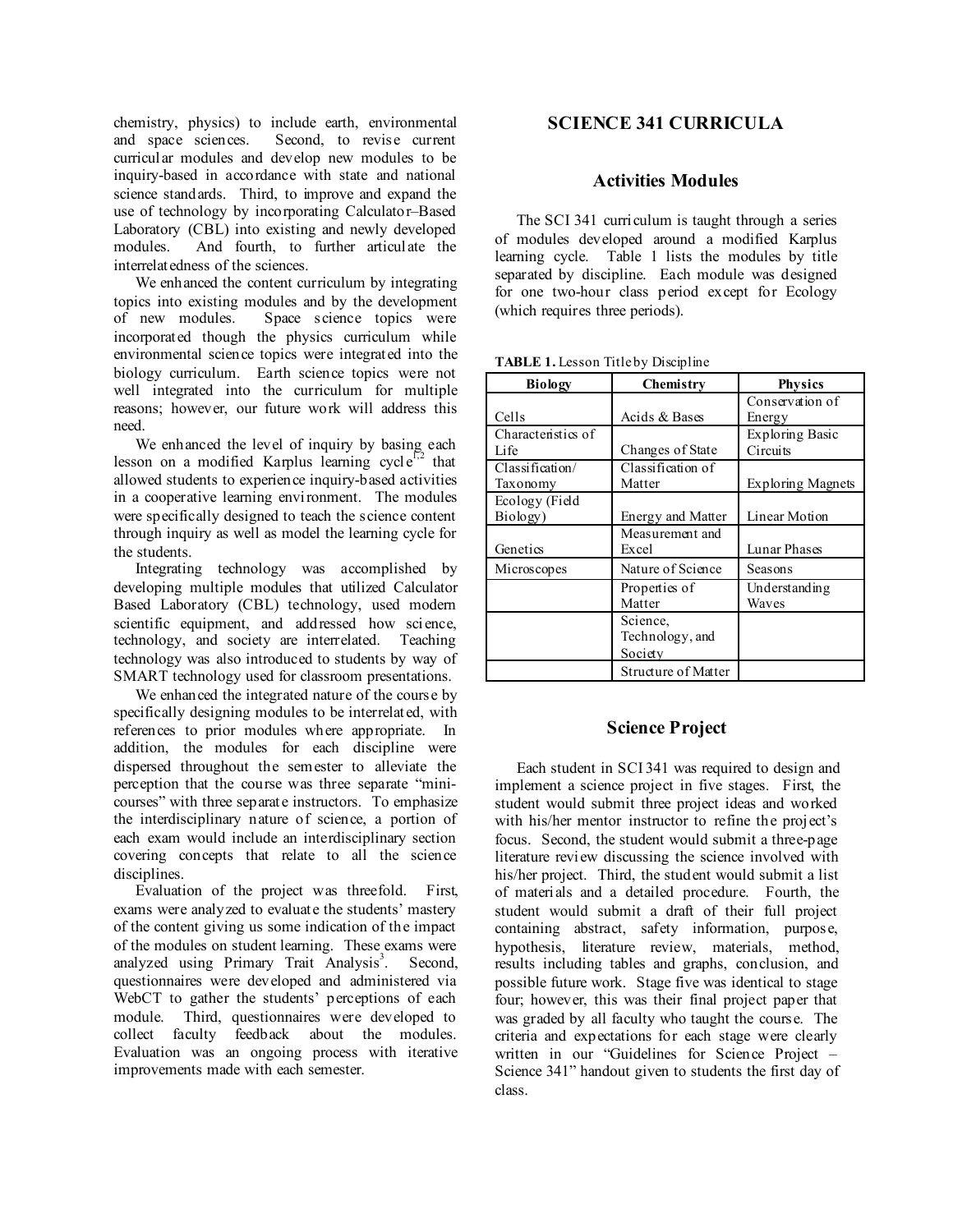chemistry, physics) to include earth, environmental and space sciences. Second, to revise current curricular modules and develop new modules to be inquiry-based in accordance with state and national science standards. Third, to improve and expand the use of technology by incorporating Calculator–Based Laboratory (CBL) into existing and newly developed modules. And fourth, to further articulate the interrelatedness of the sciences.

We enhanced the content curriculum by integrating topics into existing modules and by the development of new modules. Space science topics were incorporated though the physics curriculum while environmental science topics were integrated into the biology curriculum. Earth science topics were not well integrated into the curriculum for multiple reasons; however, our future work will address this need.

We enhanced the level of inquiry by basing each lesson on a modified Karplus learning cycle[1,2] that allowed students to experience inquiry-based activities in a cooperative learning environment. The modules were specifically designed to teach the science content through inquiry as well as model the learning cycle for the students.

Integrating technology was accomplished by developing multiple modules that utilized Calculator Based Laboratory (CBL) technology, used modern scientific equipment, and addressed how science, technology, and society are interrelated. Teaching technology was also introduced to students by way of SMART technology used for classroom presentations.

We enhanced the integrated nature of the course by specifically designing modules to be interrelated, with references to prior modules where appropriate. In addition, the modules for each discipline were dispersed throughout the semester to alleviate the perception that the course was three separate "mini-courses" with three separate instructors. To emphasize the interdisciplinary nature of science, a portion of each exam would include an interdisciplinary section covering concepts that relate to all the science disciplines.

Evaluation of the project was threefold. First, exams were analyzed to evaluate the students' mastery of the content giving us some indication of the impact of the modules on student learning. These exams were analyzed using Primary Trait Analysis[3]. Second, questionnaires were developed and administered via WebCT to gather the students' perceptions of each module. Third, questionnaires were developed to collect faculty feedback about the modules. Evaluation was an ongoing process with iterative improvements made with each semester.

## SCIENCE 341 CURRICULA

### Activities Modules

The SCI 341 curriculum is taught through a series of modules developed around a modified Karplus learning cycle. Table 1 lists the modules by title separated by discipline. Each module was designed for one two-hour class period except for Ecology (which requires three periods).

**TABLE 1.** Lesson Title by Discipline

| Biology | Chemistry | Physics |
|---|---|---|
| Cells | Acids & Bases | Conservation of Energy |
| Characteristics of Life | Changes of State | Exploring Basic Circuits |
| Classification/ Taxonomy | Classification of Matter | Exploring Magnets |
| Ecology (Field Biology) | Energy and Matter | Linear Motion |
| Genetics | Measurement and Excel | Lunar Phases |
| Microscopes | Nature of Science | Seasons |
| | Properties of Matter | Understanding Waves |
| | Science, Technology, and Society | |
| | Structure of Matter | |

### Science Project

Each student in SCI 341 was required to design and implement a science project in five stages. First, the student would submit three project ideas and worked with his/her mentor instructor to refine the project's focus. Second, the student would submit a three-page literature review discussing the science involved with his/her project. Third, the student would submit a list of materials and a detailed procedure. Fourth, the student would submit a draft of their full project containing abstract, safety information, purpose, hypothesis, literature review, materials, method, results including tables and graphs, conclusion, and possible future work. Stage five was identical to stage four; however, this was their final project paper that was graded by all faculty who taught the course. The criteria and expectations for each stage were clearly written in our "Guidelines for Science Project – Science 341" handout given to students the first day of class.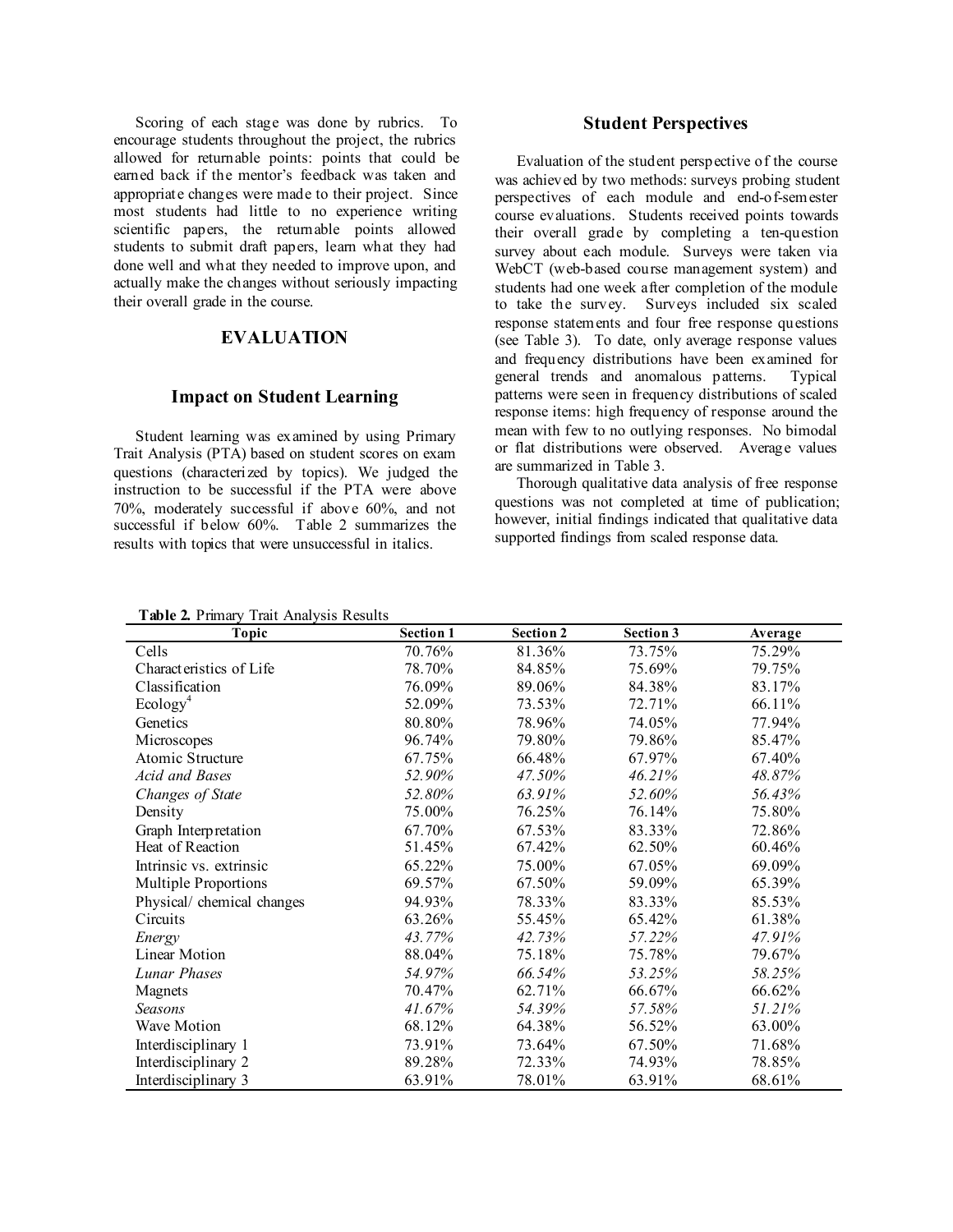Scoring of each stage was done by rubrics. To encourage students throughout the project, the rubrics allowed for returnable points: points that could be earned back if the mentor's feedback was taken and appropriate changes were made to their project. Since most students had little to no experience writing scientific papers, the returnable points allowed students to submit draft papers, learn what they had done well and what they needed to improve upon, and actually make the changes without seriously impacting their overall grade in the course.

## EVALUATION

### Impact on Student Learning

Student learning was examined by using Primary Trait Analysis (PTA) based on student scores on exam questions (characterized by topics). We judged the instruction to be successful if the PTA were above 70%, moderately successful if above 60%, and not successful if below 60%. Table 2 summarizes the results with topics that were unsuccessful in italics.

### Student Perspectives

Evaluation of the student perspective of the course was achieved by two methods: surveys probing student perspectives of each module and end-of-semester course evaluations. Students received points towards their overall grade by completing a ten-question survey about each module. Surveys were taken via WebCT (web-based course management system) and students had one week after completion of the module to take the survey. Surveys included six scaled response statements and four free response questions (see Table 3). To date, only average response values and frequency distributions have been examined for general trends and anomalous patterns. Typical patterns were seen in frequency distributions of scaled response items: high frequency of response around the mean with few to no outlying responses. No bimodal or flat distributions were observed. Average values are summarized in Table 3.

Thorough qualitative data analysis of free response questions was not completed at time of publication; however, initial findings indicated that qualitative data supported findings from scaled response data.

**Table 2.** Primary Trait Analysis Results

| Topic | Section 1 | Section 2 | Section 3 | Average |
|---|---|---|---|---|
| Cells | 70.76% | 81.36% | 73.75% | 75.29% |
| Characteristics of Life | 78.70% | 84.85% | 75.69% | 79.75% |
| Classification | 76.09% | 89.06% | 84.38% | 83.17% |
| Ecology[4] | 52.09% | 73.53% | 72.71% | 66.11% |
| Genetics | 80.80% | 78.96% | 74.05% | 77.94% |
| Microscopes | 96.74% | 79.80% | 79.86% | 85.47% |
| Atomic Structure | 67.75% | 66.48% | 67.97% | 67.40% |
| *Acid and Bases* | *52.90%* | *47.50%* | *46.21%* | *48.87%* |
| *Changes of State* | *52.80%* | *63.91%* | *52.60%* | *56.43%* |
| Density | 75.00% | 76.25% | 76.14% | 75.80% |
| Graph Interpretation | 67.70% | 67.53% | 83.33% | 72.86% |
| Heat of Reaction | 51.45% | 67.42% | 62.50% | 60.46% |
| Intrinsic vs. extrinsic | 65.22% | 75.00% | 67.05% | 69.09% |
| Multiple Proportions | 69.57% | 67.50% | 59.09% | 65.39% |
| Physical/ chemical changes | 94.93% | 78.33% | 83.33% | 85.53% |
| Circuits | 63.26% | 55.45% | 65.42% | 61.38% |
| *Energy* | *43.77%* | *42.73%* | *57.22%* | *47.91%* |
| Linear Motion | 88.04% | 75.18% | 75.78% | 79.67% |
| *Lunar Phases* | *54.97%* | *66.54%* | *53.25%* | *58.25%* |
| Magnets | 70.47% | 62.71% | 66.67% | 66.62% |
| *Seasons* | *41.67%* | *54.39%* | *57.58%* | *51.21%* |
| Wave Motion | 68.12% | 64.38% | 56.52% | 63.00% |
| Interdisciplinary 1 | 73.91% | 73.64% | 67.50% | 71.68% |
| Interdisciplinary 2 | 89.28% | 72.33% | 74.93% | 78.85% |
| Interdisciplinary 3 | 63.91% | 78.01% | 63.91% | 68.61% |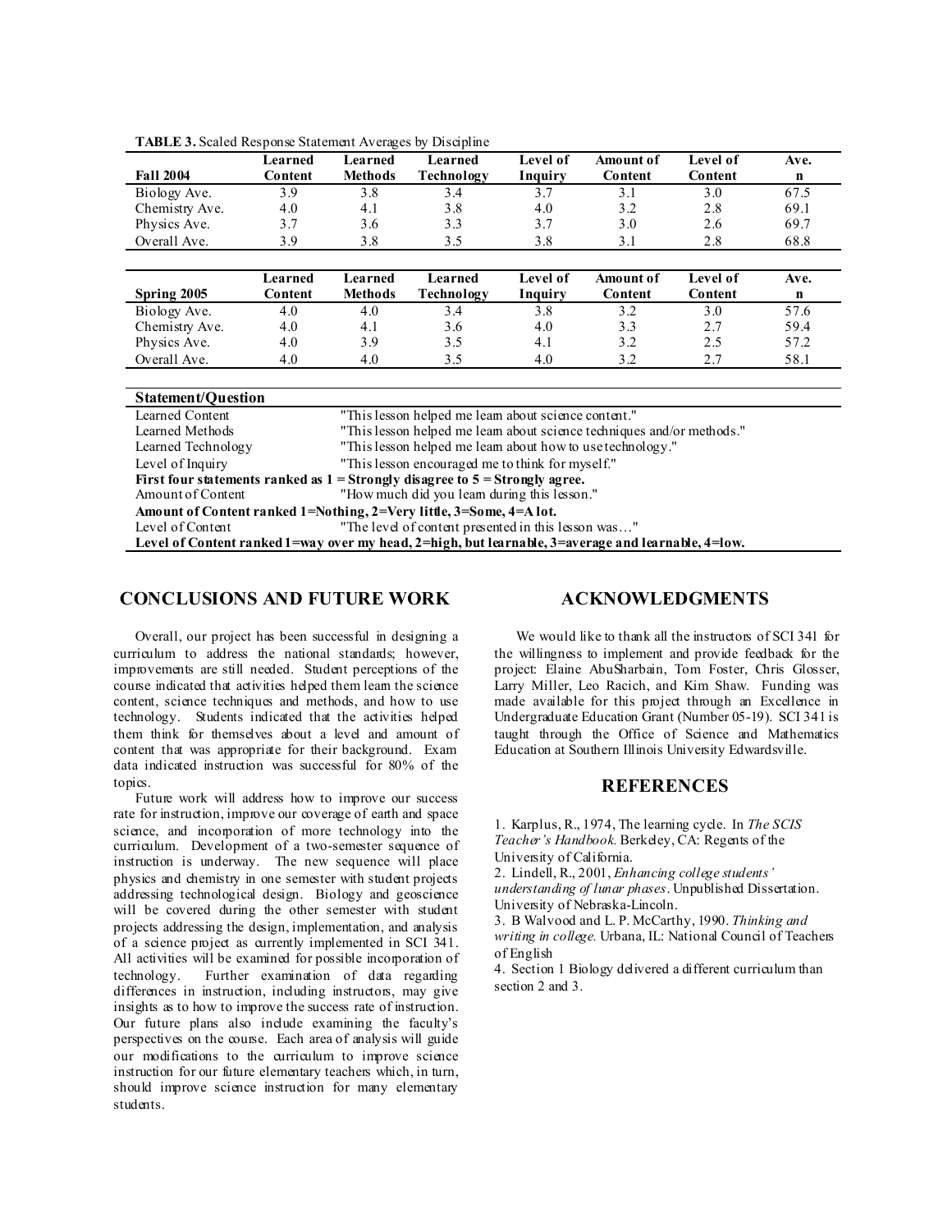**TABLE 3.** Scaled Response Statement Averages by Discipline

| Fall 2004 | Learned Content | Learned Methods | Learned Technology | Level of Inquiry | Amount of Content | Level of Content | Ave. n |
|---|---|---|---|---|---|---|---|
| Biology Ave. | 3.9 | 3.8 | 3.4 | 3.7 | 3.1 | 3.0 | 67.5 |
| Chemistry Ave. | 4.0 | 4.1 | 3.8 | 4.0 | 3.2 | 2.8 | 69.1 |
| Physics Ave. | 3.7 | 3.6 | 3.3 | 3.7 | 3.0 | 2.6 | 69.7 |
| Overall Ave. | 3.9 | 3.8 | 3.5 | 3.8 | 3.1 | 2.8 | 68.8 |

| Spring 2005 | Learned Content | Learned Methods | Learned Technology | Level of Inquiry | Amount of Content | Level of Content | Ave. n |
|---|---|---|---|---|---|---|---|
| Biology Ave. | 4.0 | 4.0 | 3.4 | 3.8 | 3.2 | 3.0 | 57.6 |
| Chemistry Ave. | 4.0 | 4.1 | 3.6 | 4.0 | 3.3 | 2.7 | 59.4 |
| Physics Ave. | 4.0 | 3.9 | 3.5 | 4.1 | 3.2 | 2.5 | 57.2 |
| Overall Ave. | 4.0 | 4.0 | 3.5 | 4.0 | 3.2 | 2.7 | 58.1 |

| Statement/Question | |
|---|---|
| Learned Content | "This lesson helped me learn about science content." |
| Learned Methods | "This lesson helped me learn about science techniques and/or methods." |
| Learned Technology | "This lesson helped me learn about how to use technology." |
| Level of Inquiry | "This lesson encouraged me to think for myself." |
| **First four statements ranked as 1 = Strongly disagree to 5 = Strongly agree.** | |
| Amount of Content | "How much did you learn during this lesson." |
| **Amount of Content ranked 1=Nothing, 2=Very little, 3=Some, 4=A lot.** | |
| Level of Content | "The level of content presented in this lesson was…" |
| **Level of Content ranked 1=way over my head, 2=high, but learnable, 3=average and learnable, 4=low.** | |

## CONCLUSIONS AND FUTURE WORK

Overall, our project has been successful in designing a curriculum to address the national standards; however, improvements are still needed. Student perceptions of the course indicated that activities helped them learn the science content, science techniques and methods, and how to use technology. Students indicated that the activities helped them think for themselves about a level and amount of content that was appropriate for their background. Exam data indicated instruction was successful for 80% of the topics.

Future work will address how to improve our success rate for instruction, improve our coverage of earth and space science, and incorporation of more technology into the curriculum. Development of a two-semester sequence of instruction is underway. The new sequence will place physics and chemistry in one semester with student projects addressing technological design. Biology and geoscience will be covered during the other semester with student projects addressing the design, implementation, and analysis of a science project as currently implemented in SCI 341. All activities will be examined for possible incorporation of technology. Further examination of data regarding differences in instruction, including instructors, may give insights as to how to improve the success rate of instruction. Our future plans also include examining the faculty's perspectives on the course. Each area of analysis will guide our modifications to the curriculum to improve science instruction for our future elementary teachers which, in turn, should improve science instruction for many elementary students.

## ACKNOWLEDGMENTS

We would like to thank all the instructors of SCI 341 for the willingness to implement and provide feedback for the project: Elaine AbuSharbain, Tom Foster, Chris Glosser, Larry Miller, Leo Racich, and Kim Shaw. Funding was made available for this project through an Excellence in Undergraduate Education Grant (Number 05-19). SCI 341 is taught through the Office of Science and Mathematics Education at Southern Illinois University Edwardsville.

## REFERENCES

1. Karplus, R., 1974, The learning cycle. In *The SCIS Teacher's Handbook.* Berkeley, CA: Regents of the University of California.
2. Lindell, R., 2001, *Enhancing college students' understanding of lunar phases*. Unpublished Dissertation. University of Nebraska-Lincoln.
3. B Walvood and L. P. McCarthy, 1990. *Thinking and writing in college.* Urbana, IL: National Council of Teachers of English
4. Section 1 Biology delivered a different curriculum than section 2 and 3.